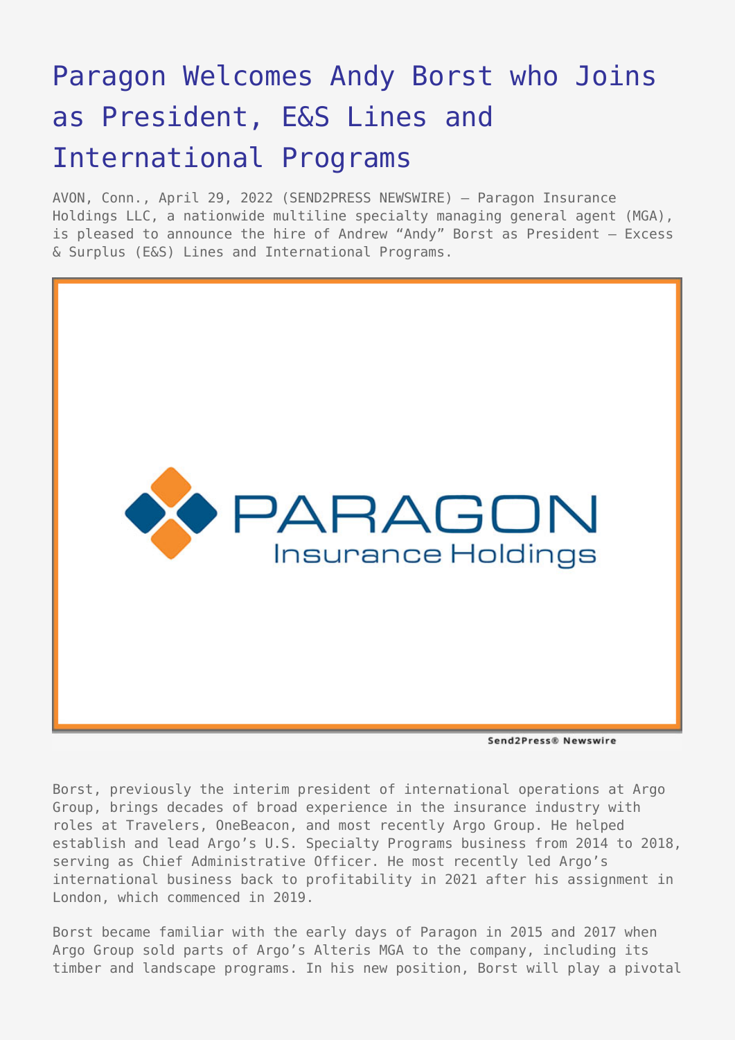# Paragon Welcomes Andy Borst who Joins as President, E&S Lines and International Programs

AVON, Conn., April 29, 2022 (SEND2PRESS NEWSWIRE) — Paragon Insurance Holdings LLC, a nationwide multiline specialty managing general agent (MGA), is pleased to announce the hire of Andrew "Andy" Borst as President – Excess & Surplus (E&S) Lines and International Programs.

Borst, previously the interim president of international operations at Argo Group, brings decades of broad experience in the insurance industry with roles at Travelers, OneBeacon, and most recently Argo Group. He helped establish and lead Argo's U.S. Specialty Programs business from 2014 to 2018, serving as Chief Administrative Officer. He most recently led Argo's international business back to profitability in 2021 after his assignment in London, which commenced in 2019.

Borst became familiar with the early days of Paragon in 2015 and 2017 when Argo Group sold parts of Argo's Alteris MGA to the company, including its timber and landscape programs. In his new position, Borst will play a pivotal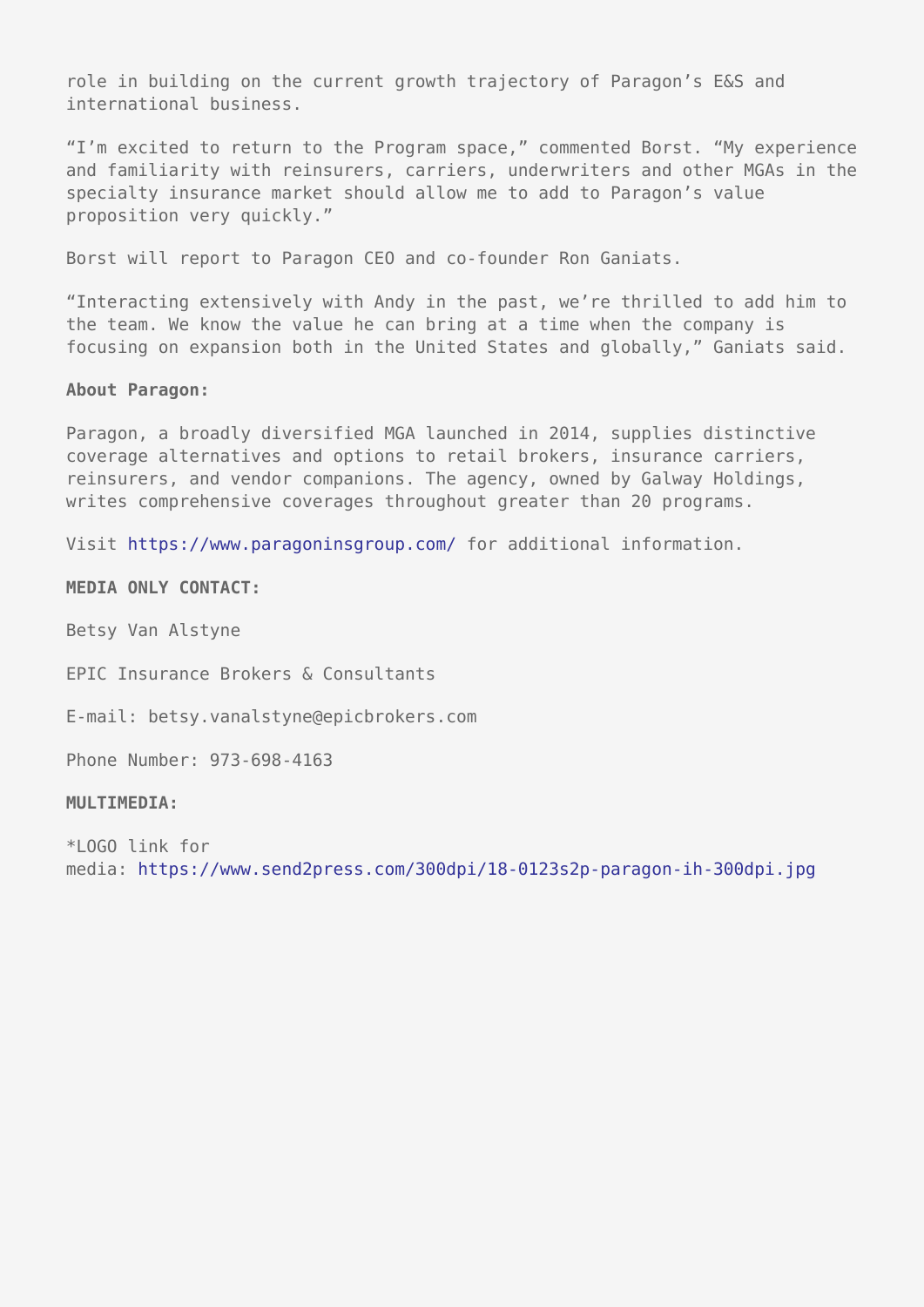role in building on the current growth trajectory of Paragon’s E&S and international business.

“I’m excited to return to the Program space,” commented Borst. “My experience and familiarity with reinsurers, carriers, underwriters and other MGAs in the specialty insurance market should allow me to add to Paragon’s value proposition very quickly.”

Borst will report to Paragon CEO and co-founder Ron Ganiats.

“Interacting extensively with Andy in the past, we’re thrilled to add him to the team. We know the value he can bring at a time when the company is focusing on expansion both in the United States and globally,” Ganiats said.

**About Paragon:**

Paragon, a broadly diversified MGA launched in 2014, supplies distinctive coverage alternatives and options to retail brokers, insurance carriers, reinsurers, and vendor companions. The agency, owned by Galway Holdings, writes comprehensive coverages throughout greater than 20 programs.

Visit https://www.paragoninsgroup.com/ for additional information.

**MEDIA ONLY CONTACT:**

Betsy Van Alstyne

EPIC Insurance Brokers & Consultants

E-mail: betsy.vanalstyne@epicbrokers.com

Phone Number: 973-698-4163

**MULTIMEDIA:**

*LOGO link for media: https://www.send2press.com/300dpi/18-0123s2p-paragon-ih-300dpi.jpg